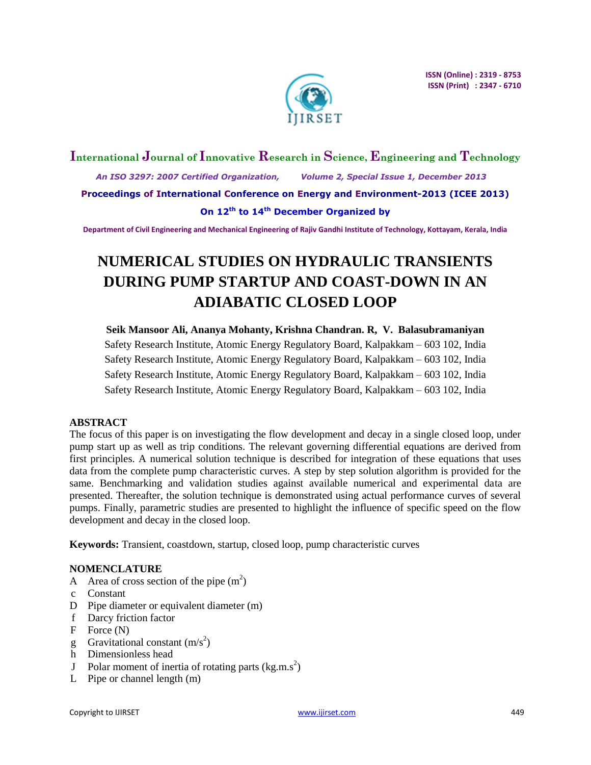# NUMERICAL STUDIES ON HYDRAULIC TRANSIENTS DURING PUMP STARTUP AND COAST-DOWN IN AN ADIABATIC CLOSED LOOP

**Seik Mansoor Ali, Ananya Mohanty, Krishna Chandran. R, V. Balasubramaniyan**

Safety Research Institute, Atomic Energy Regulatory Board, Kalpakkam – 603 102, India

Safety Research Institute, Atomic Energy Regulatory Board, Kalpakkam – 603 102, India

Safety Research Institute, Atomic Energy Regulatory Board, Kalpakkam – 603 102, India

Safety Research Institute, Atomic Energy Regulatory Board, Kalpakkam – 603 102, India

## ABSTRACT

The focus of this paper is on investigating the flow development and decay in a single closed loop, under pump start up as well as trip conditions. The relevant governing differential equations are derived from first principles. A numerical solution technique is described for integration of these equations that uses data from the complete pump characteristic curves. A step by step solution algorithm is provided for the same. Benchmarking and validation studies against available numerical and experimental data are presented. Thereafter, the solution technique is demonstrated using actual performance curves of several pumps. Finally, parametric studies are presented to highlight the influence of specific speed on the flow development and decay in the closed loop.

**Keywords:** Transient, coastdown, startup, closed loop, pump characteristic curves

## NOMENCLATURE

- A Area of cross section of the pipe ($m^2$)
- c Constant
- D Pipe diameter or equivalent diameter (m)
- f Darcy friction factor
- F Force (N)
- g Gravitational constant ($m/s^2$)
- h Dimensionless head
- J Polar moment of inertia of rotating parts ($kg.m.s^2$)
- L Pipe or channel length (m)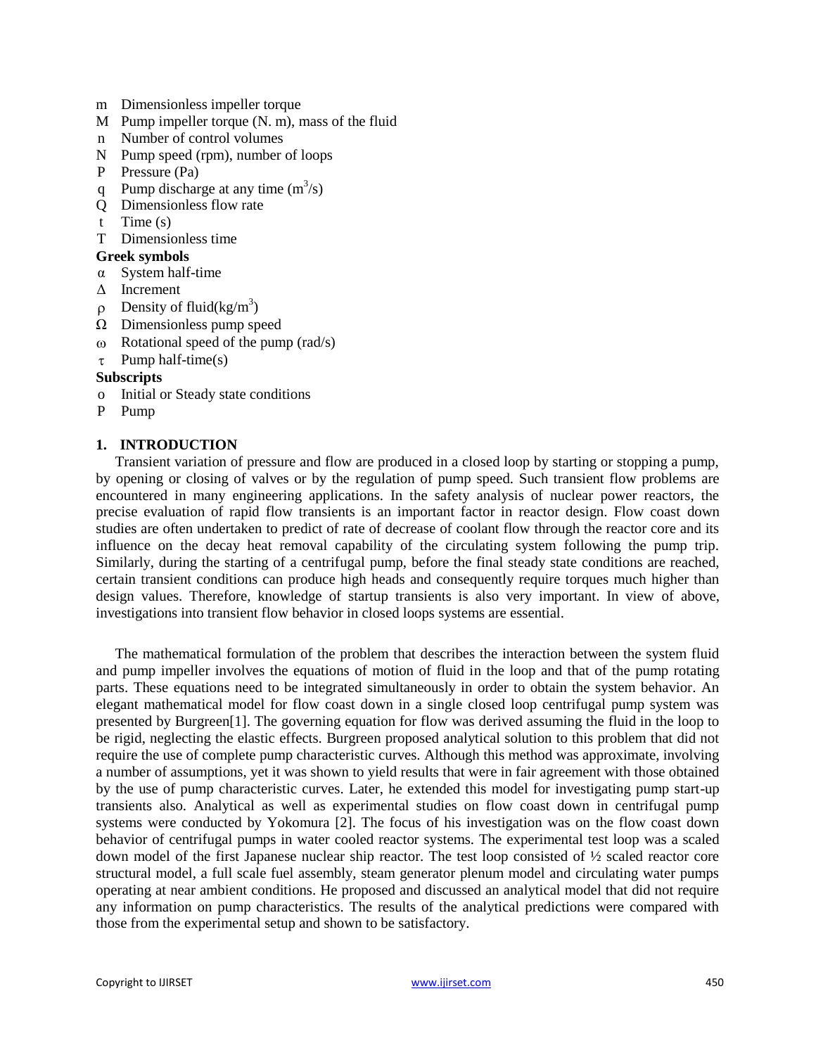- m Dimensionless impeller torque
- M Pump impeller torque (N. m), mass of the fluid
- n Number of control volumes
- N Pump speed (rpm), number of loops
- P Pressure (Pa)
- q Pump discharge at any time ($m^3$/s)
- Q Dimensionless flow rate
- t Time (s)
- T Dimensionless time

**Greek symbols**

- $\alpha$ System half-time
- $\Delta$ Increment
- $\rho$ Density of fluid($kg/m^3$)
- $\Omega$ Dimensionless pump speed
- $\omega$ Rotational speed of the pump (rad/s)
- $\tau$ Pump half-time(s)

**Subscripts**

- o Initial or Steady state conditions
- P Pump

## 1. INTRODUCTION

Transient variation of pressure and flow are produced in a closed loop by starting or stopping a pump, by opening or closing of valves or by the regulation of pump speed. Such transient flow problems are encountered in many engineering applications. In the safety analysis of nuclear power reactors, the precise evaluation of rapid flow transients is an important factor in reactor design. Flow coast down studies are often undertaken to predict of rate of decrease of coolant flow through the reactor core and its influence on the decay heat removal capability of the circulating system following the pump trip. Similarly, during the starting of a centrifugal pump, before the final steady state conditions are reached, certain transient conditions can produce high heads and consequently require torques much higher than design values. Therefore, knowledge of startup transients is also very important. In view of above, investigations into transient flow behavior in closed loops systems are essential.

The mathematical formulation of the problem that describes the interaction between the system fluid and pump impeller involves the equations of motion of fluid in the loop and that of the pump rotating parts. These equations need to be integrated simultaneously in order to obtain the system behavior. An elegant mathematical model for flow coast down in a single closed loop centrifugal pump system was presented by Burgreen[1]. The governing equation for flow was derived assuming the fluid in the loop to be rigid, neglecting the elastic effects. Burgreen proposed analytical solution to this problem that did not require the use of complete pump characteristic curves. Although this method was approximate, involving a number of assumptions, yet it was shown to yield results that were in fair agreement with those obtained by the use of pump characteristic curves. Later, he extended this model for investigating pump start-up transients also. Analytical as well as experimental studies on flow coast down in centrifugal pump systems were conducted by Yokomura [2]. The focus of his investigation was on the flow coast down behavior of centrifugal pumps in water cooled reactor systems. The experimental test loop was a scaled down model of the first Japanese nuclear ship reactor. The test loop consisted of ½ scaled reactor core structural model, a full scale fuel assembly, steam generator plenum model and circulating water pumps operating at near ambient conditions. He proposed and discussed an analytical model that did not require any information on pump characteristics. The results of the analytical predictions were compared with those from the experimental setup and shown to be satisfactory.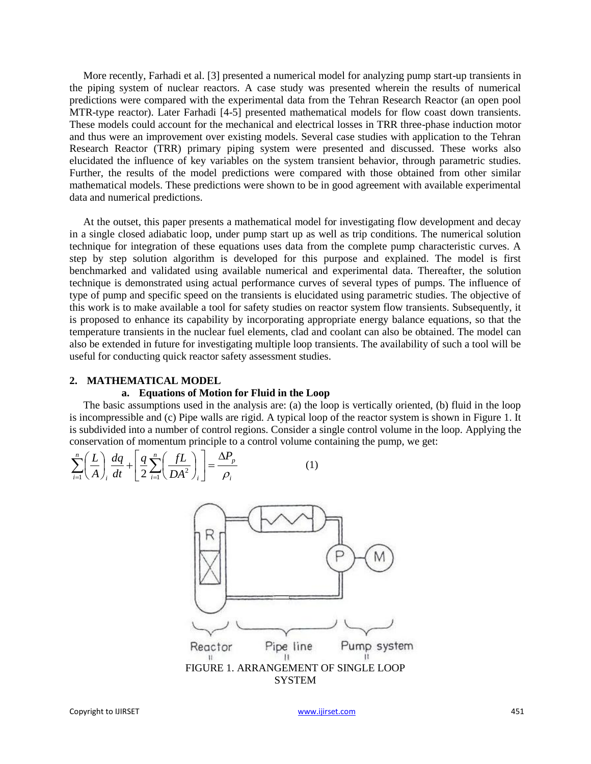More recently, Farhadi et al. [3] presented a numerical model for analyzing pump start-up transients in the piping system of nuclear reactors. A case study was presented wherein the results of numerical predictions were compared with the experimental data from the Tehran Research Reactor (an open pool MTR-type reactor). Later Farhadi [4-5] presented mathematical models for flow coast down transients. These models could account for the mechanical and electrical losses in TRR three-phase induction motor and thus were an improvement over existing models. Several case studies with application to the Tehran Research Reactor (TRR) primary piping system were presented and discussed. These works also elucidated the influence of key variables on the system transient behavior, through parametric studies. Further, the results of the model predictions were compared with those obtained from other similar mathematical models. These predictions were shown to be in good agreement with available experimental data and numerical predictions.

At the outset, this paper presents a mathematical model for investigating flow development and decay in a single closed adiabatic loop, under pump start up as well as trip conditions. The numerical solution technique for integration of these equations uses data from the complete pump characteristic curves. A step by step solution algorithm is developed for this purpose and explained. The model is first benchmarked and validated using available numerical and experimental data. Thereafter, the solution technique is demonstrated using actual performance curves of several types of pumps. The influence of type of pump and specific speed on the transients is elucidated using parametric studies. The objective of this work is to make available a tool for safety studies on reactor system flow transients. Subsequently, it is proposed to enhance its capability by incorporating appropriate energy balance equations, so that the temperature transients in the nuclear fuel elements, clad and coolant can also be obtained. The model can also be extended in future for investigating multiple loop transients. The availability of such a tool will be useful for conducting quick reactor safety assessment studies.

## 2. MATHEMATICAL MODEL

### a. Equations of Motion for Fluid in the Loop

The basic assumptions used in the analysis are: (a) the loop is vertically oriented, (b) fluid in the loop is incompressible and (c) Pipe walls are rigid. A typical loop of the reactor system is shown in Figure 1. It is subdivided into a number of control regions. Consider a single control volume in the loop. Applying the conservation of momentum principle to a control volume containing the pump, we get:

$$\sum_{i=1}^{n}\left(\frac{L}{A}\right)_i \frac{dq}{dt}+\left[\frac{q}{2}\sum_{i=1}^{n}\left(\frac{fL}{DA^2}\right)_i\right]=\frac{\Delta P_p}{\rho_i} \qquad (1)$$

Reactor | Pipe line | Pump system

FIGURE 1. ARRANGEMENT OF SINGLE LOOP SYSTEM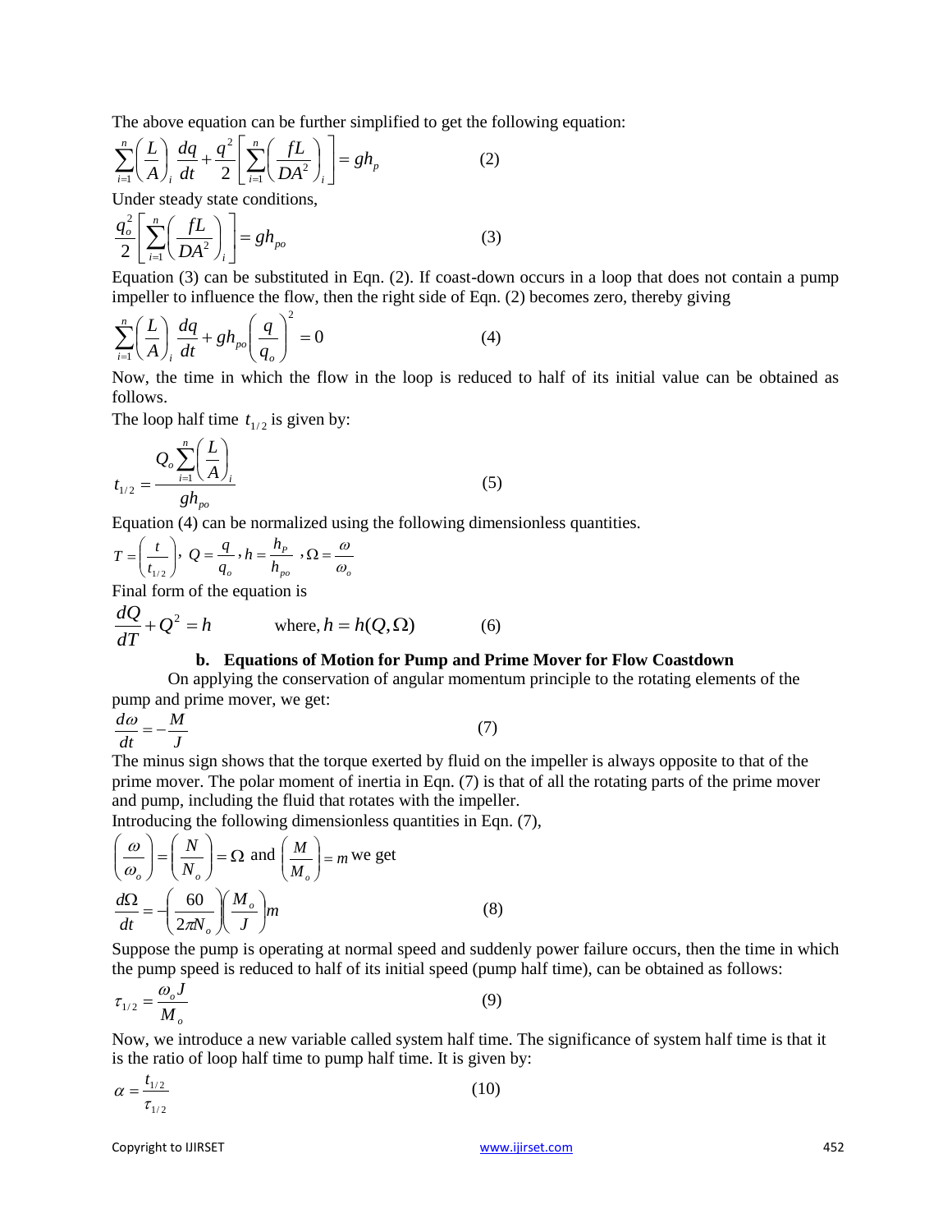The above equation can be further simplified to get the following equation:

$$\sum_{i=1}^{n}\left(\frac{L}{A}\right)_i \frac{dq}{dt} + \frac{q^2}{2}\left[\sum_{i=1}^{n}\left(\frac{fL}{DA^2}\right)_i\right] = gh_p \qquad (2)$$

Under steady state conditions,

$$\frac{q_o^2}{2}\left[\sum_{i=1}^{n}\left(\frac{fL}{DA^2}\right)_i\right] = gh_{po} \qquad (3)$$

Equation (3) can be substituted in Eqn. (2). If coast-down occurs in a loop that does not contain a pump impeller to influence the flow, then the right side of Eqn. (2) becomes zero, thereby giving

$$\sum_{i=1}^{n}\left(\frac{L}{A}\right)_i \frac{dq}{dt} + gh_{po}\left(\frac{q}{q_o}\right)^2 = 0 \qquad (4)$$

Now, the time in which the flow in the loop is reduced to half of its initial value can be obtained as follows.

The loop half time $t_{1/2}$ is given by:

$$t_{1/2} = \frac{Q_o \sum_{i=1}^{n}\left(\frac{L}{A}\right)_i}{gh_{po}} \qquad (5)$$

Equation (4) can be normalized using the following dimensionless quantities.

$$T = \left(\frac{t}{t_{1/2}}\right),\ Q = \frac{q}{q_o},\ h = \frac{h_P}{h_{po}},\ \Omega = \frac{\omega}{\omega_o}$$

Final form of the equation is

$$\frac{dQ}{dT} + Q^2 = h \qquad \text{where, } h = h(Q,\Omega) \qquad (6)$$

### b. Equations of Motion for Pump and Prime Mover for Flow Coastdown

On applying the conservation of angular momentum principle to the rotating elements of the pump and prime mover, we get:

$$\frac{d\omega}{dt} = -\frac{M}{J} \qquad (7)$$

The minus sign shows that the torque exerted by fluid on the impeller is always opposite to that of the prime mover. The polar moment of inertia in Eqn. (7) is that of all the rotating parts of the prime mover and pump, including the fluid that rotates with the impeller.

Introducing the following dimensionless quantities in Eqn. (7),

$$\left(\frac{\omega}{\omega_o}\right) = \left(\frac{N}{N_o}\right) = \Omega \text{ and } \left(\frac{M}{M_o}\right) = m \text{ we get}$$

$$\frac{d\Omega}{dt} = -\left(\frac{60}{2\pi N_o}\right)\left(\frac{M_o}{J}\right)m \qquad (8)$$

Suppose the pump is operating at normal speed and suddenly power failure occurs, then the time in which the pump speed is reduced to half of its initial speed (pump half time), can be obtained as follows:

$$\tau_{1/2} = \frac{\omega_o J}{M_o} \qquad (9)$$

Now, we introduce a new variable called system half time. The significance of system half time is that it is the ratio of loop half time to pump half time. It is given by:

$$\alpha = \frac{t_{1/2}}{\tau_{1/2}} \qquad (10)$$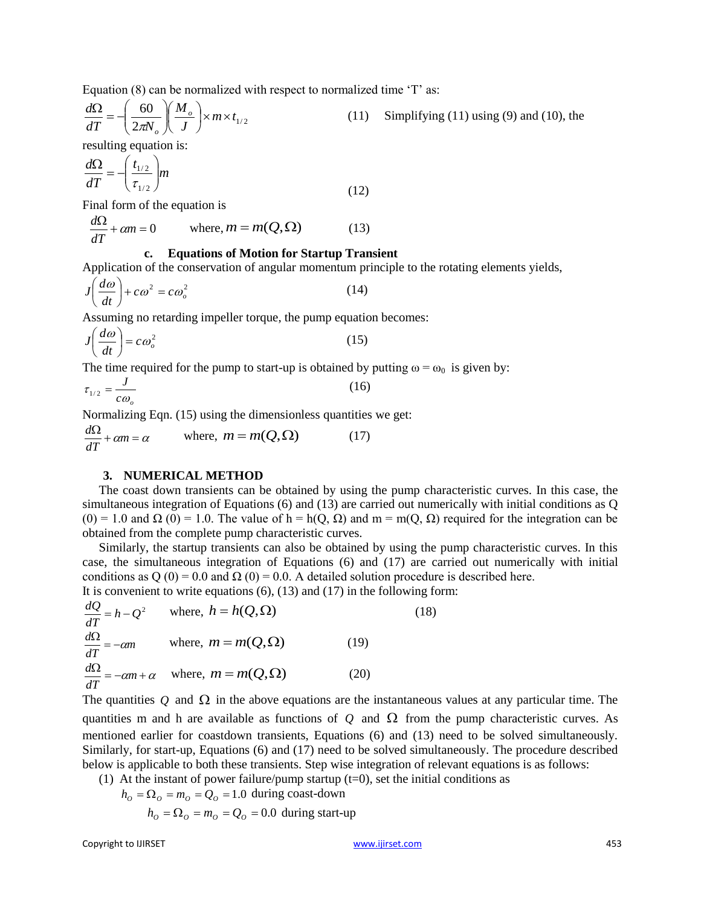Equation (8) can be normalized with respect to normalized time 'T' as:

$$\frac{d\Omega}{dT} = -\left(\frac{60}{2\pi N_o}\right)\left(\frac{M_o}{J}\right) \times m \times t_{1/2} \qquad (11)$$

Simplifying (11) using (9) and (10), the resulting equation is:

$$\frac{d\Omega}{dT} = -\left(\frac{t_{1/2}}{\tau_{1/2}}\right)m \qquad (12)$$

Final form of the equation is

$$\frac{d\Omega}{dT} + \alpha m = 0 \qquad \text{where, } m = m(Q, \Omega) \qquad (13)$$

### c. Equations of Motion for Startup Transient

Application of the conservation of angular momentum principle to the rotating elements yields,

$$J\left(\frac{d\omega}{dt}\right) + c\omega^2 = c\omega_o^2 \qquad (14)$$

Assuming no retarding impeller torque, the pump equation becomes:

$$J\left(\frac{d\omega}{dt}\right) = c\omega_o^2 \qquad (15)$$

The time required for the pump to start-up is obtained by putting $\omega = \omega_0$ is given by:

$$\tau_{1/2} = \frac{J}{c\omega_o} \qquad (16)$$

Normalizing Eqn. (15) using the dimensionless quantities we get:

$$\frac{d\Omega}{dT} + \alpha m = \alpha \qquad \text{where, } m = m(Q, \Omega) \qquad (17)$$

## 3. NUMERICAL METHOD

The coast down transients can be obtained by using the pump characteristic curves. In this case, the simultaneous integration of Equations (6) and (13) are carried out numerically with initial conditions as $Q(0) = 1.0$ and $\Omega(0) = 1.0$. The value of $h = h(Q, \Omega)$ and $m = m(Q, \Omega)$ required for the integration can be obtained from the complete pump characteristic curves.

Similarly, the startup transients can also be obtained by using the pump characteristic curves. In this case, the simultaneous integration of Equations (6) and (17) are carried out numerically with initial conditions as $Q(0) = 0.0$ and $\Omega(0) = 0.0$. A detailed solution procedure is described here.

It is convenient to write equations (6), (13) and (17) in the following form:

$$\frac{dQ}{dT} = h - Q^2 \qquad \text{where, } h = h(Q, \Omega) \qquad (18)$$

$$\frac{d\Omega}{dT} = -\alpha m \qquad \text{where, } m = m(Q, \Omega) \qquad (19)$$

$$\frac{d\Omega}{dT} = -\alpha m + \alpha \qquad \text{where, } m = m(Q, \Omega) \qquad (20)$$

The quantities $Q$ and $\Omega$ in the above equations are the instantaneous values at any particular time. The quantities m and h are available as functions of $Q$ and $\Omega$ from the pump characteristic curves. As mentioned earlier for coastdown transients, Equations (6) and (13) need to be solved simultaneously. Similarly, for start-up, Equations (6) and (17) need to be solved simultaneously. The procedure described below is applicable to both these transients. Step wise integration of relevant equations is as follows:

(1) At the instant of power failure/pump startup (t=0), set the initial conditions as

$h_O = \Omega_O = m_O = Q_O = 1.0$ during coast-down

$h_O = \Omega_O = m_O = Q_O = 0.0$ during start-up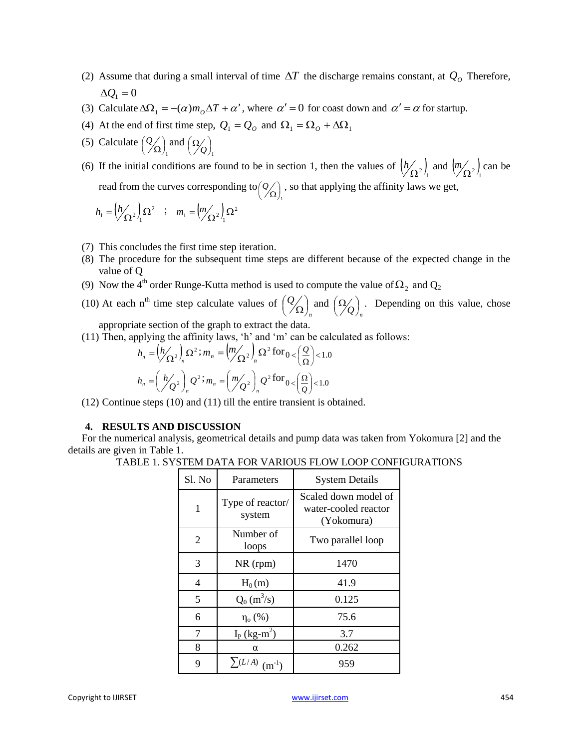(2) Assume that during a small interval of time $\Delta T$ the discharge remains constant, at $Q_O$ Therefore, $\Delta Q_1 = 0$

(3) Calculate $\Delta\Omega_1 = -(\alpha)m_O\Delta T + \alpha'$, where $\alpha' = 0$ for coast down and $\alpha' = \alpha$ for startup.

(4) At the end of first time step, $Q_1 = Q_O$ and $\Omega_1 = \Omega_O + \Delta\Omega_1$

(5) Calculate $\left(Q/\Omega\right)_1$ and $\left(\Omega/Q\right)_1$

(6) If the initial conditions are found to be in section 1, then the values of $\left(h/\Omega^2\right)_1$ and $\left(m/\Omega^2\right)_1$ can be read from the curves corresponding to $\left(Q/\Omega\right)_1$, so that applying the affinity laws we get,

$$h_1 = \left(h/\Omega^2\right)_1 \Omega^2 \quad ; \quad m_1 = \left(m/\Omega^2\right)_1 \Omega^2$$

(7) This concludes the first time step iteration.

(8) The procedure for the subsequent time steps are different because of the expected change in the value of Q

(9) Now the 4th order Runge-Kutta method is used to compute the value of $\Omega_2$ and $Q_2$

(10) At each nth time step calculate values of $\left(Q/\Omega\right)_n$ and $\left(\Omega/Q\right)_n$. Depending on this value, chose appropriate section of the graph to extract the data.

(11) Then, applying the affinity laws, 'h' and 'm' can be calculated as follows:

$$h_n = \left(h/\Omega^2\right)_n \Omega^2 ; m_n = \left(m/\Omega^2\right)_n \Omega^2 \text{ for } 0 < \left(\frac{Q}{\Omega}\right) < 1.0$$

$$h_n = \left(h/Q^2\right)_n Q^2 ; m_n = \left(m/Q^2\right)_n Q^2 \text{ for } 0 < \left(\frac{\Omega}{Q}\right) < 1.0$$

(12) Continue steps (10) and (11) till the entire transient is obtained.

## 4. RESULTS AND DISCUSSION

For the numerical analysis, geometrical details and pump data was taken from Yokomura [2] and the details are given in Table 1.

TABLE 1. SYSTEM DATA FOR VARIOUS FLOW LOOP CONFIGURATIONS

| Sl. No | Parameters | System Details |
|---|---|---|
| 1 | Type of reactor/ system | Scaled down model of water-cooled reactor (Yokomura) |
| 2 | Number of loops | Two parallel loop |
| 3 | NR (rpm) | 1470 |
| 4 | $H_0$ (m) | 41.9 |
| 5 | $Q_0$ ($m^3/s$) | 0.125 |
| 6 | $\eta_o$ (%) | 75.6 |
| 7 | $I_P$ (kg-$m^2$) | 3.7 |
| 8 | $\alpha$ | 0.262 |
| 9 | $\sum(L/A)$ ($m^{-1}$) | 959 |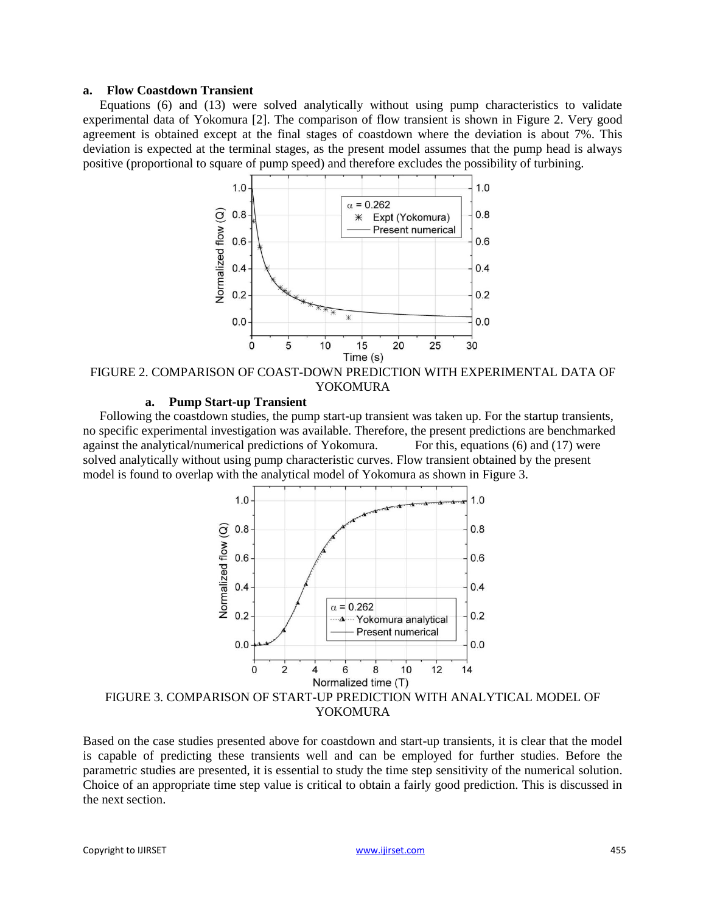**a. Flow Coastdown Transient**

Equations (6) and (13) were solved analytically without using pump characteristics to validate experimental data of Yokomura [2]. The comparison of flow transient is shown in Figure 2. Very good agreement is obtained except at the final stages of coastdown where the deviation is about 7%. This deviation is expected at the terminal stages, as the present model assumes that the pump head is always positive (proportional to square of pump speed) and therefore excludes the possibility of turbining.

FIGURE 2. COMPARISON OF COAST-DOWN PREDICTION WITH EXPERIMENTAL DATA OF YOKOMURA

**a. Pump Start-up Transient**

Following the coastdown studies, the pump start-up transient was taken up. For the startup transients, no specific experimental investigation was available. Therefore, the present predictions are benchmarked against the analytical/numerical predictions of Yokomura. For this, equations (6) and (17) were solved analytically without using pump characteristic curves. Flow transient obtained by the present model is found to overlap with the analytical model of Yokomura as shown in Figure 3.

FIGURE 3. COMPARISON OF START-UP PREDICTION WITH ANALYTICAL MODEL OF YOKOMURA

Based on the case studies presented above for coastdown and start-up transients, it is clear that the model is capable of predicting these transients well and can be employed for further studies. Before the parametric studies are presented, it is essential to study the time step sensitivity of the numerical solution. Choice of an appropriate time step value is critical to obtain a fairly good prediction. This is discussed in the next section.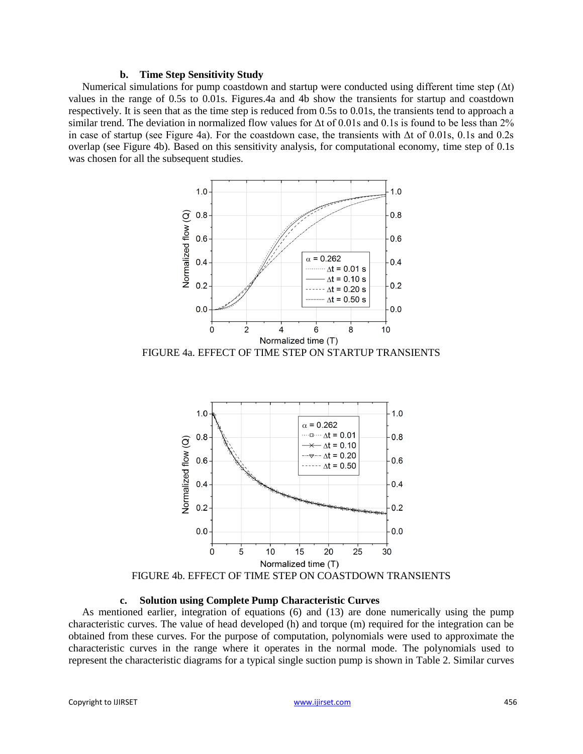### b. Time Step Sensitivity Study

Numerical simulations for pump coastdown and startup were conducted using different time step ($\Delta t$) values in the range of 0.5s to 0.01s. Figures.4a and 4b show the transients for startup and coastdown respectively. It is seen that as the time step is reduced from 0.5s to 0.01s, the transients tend to approach a similar trend. The deviation in normalized flow values for $\Delta t$ of 0.01s and 0.1s is found to be less than 2% in case of startup (see Figure 4a). For the coastdown case, the transients with $\Delta t$ of 0.01s, 0.1s and 0.2s overlap (see Figure 4b). Based on this sensitivity analysis, for computational economy, time step of 0.1s was chosen for all the subsequent studies.

FIGURE 4a. EFFECT OF TIME STEP ON STARTUP TRANSIENTS

FIGURE 4b. EFFECT OF TIME STEP ON COASTDOWN TRANSIENTS

### c. Solution using Complete Pump Characteristic Curves

As mentioned earlier, integration of equations (6) and (13) are done numerically using the pump characteristic curves. The value of head developed (h) and torque (m) required for the integration can be obtained from these curves. For the purpose of computation, polynomials were used to approximate the characteristic curves in the range where it operates in the normal mode. The polynomials used to represent the characteristic diagrams for a typical single suction pump is shown in Table 2. Similar curves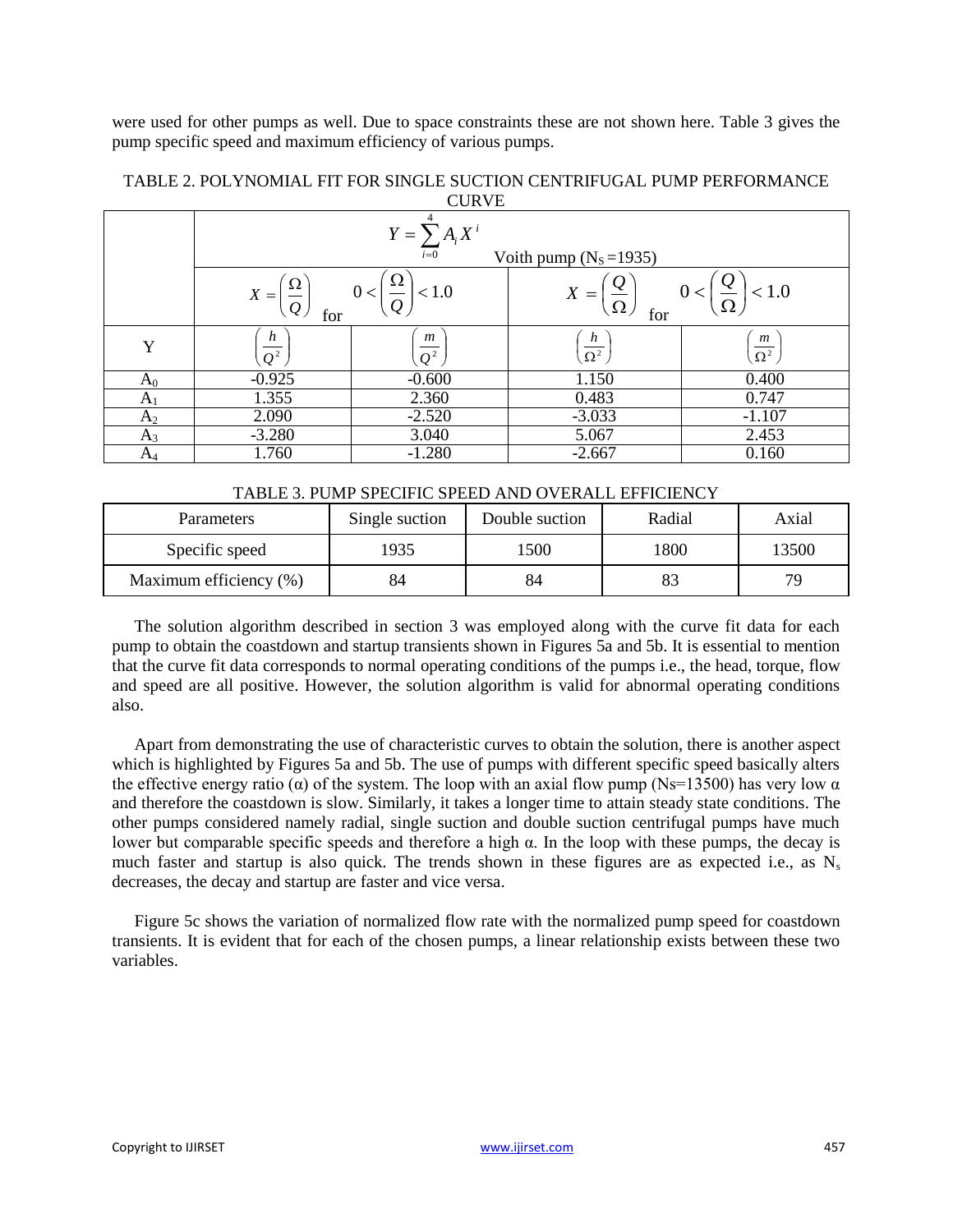were used for other pumps as well. Due to space constraints these are not shown here. Table 3 gives the pump specific speed and maximum efficiency of various pumps.

TABLE 2. POLYNOMIAL FIT FOR SINGLE SUCTION CENTRIFUGAL PUMP PERFORMANCE CURVE

| | $Y = \sum_{i=0}^{4} A_i X^i$ Voith pump ($N_S$ =1935) | | | |
|---|---|---|---|---|
| | $X = \left(\frac{\Omega}{Q}\right)$ for $0 < \left(\frac{\Omega}{Q}\right) < 1.0$ | | $X = \left(\frac{Q}{\Omega}\right)$ for $0 < \left(\frac{Q}{\Omega}\right) < 1.0$ | |
| Y | $\left(\frac{h}{Q^2}\right)$ | $\left(\frac{m}{Q^2}\right)$ | $\left(\frac{h}{\Omega^2}\right)$ | $\left(\frac{m}{\Omega^2}\right)$ |
| $A_0$ | -0.925 | -0.600 | 1.150 | 0.400 |
| $A_1$ | 1.355 | 2.360 | 0.483 | 0.747 |
| $A_2$ | 2.090 | -2.520 | -3.033 | -1.107 |
| $A_3$ | -3.280 | 3.040 | 5.067 | 2.453 |
| $A_4$ | 1.760 | -1.280 | -2.667 | 0.160 |

TABLE 3. PUMP SPECIFIC SPEED AND OVERALL EFFICIENCY

| Parameters | Single suction | Double suction | Radial | Axial |
|---|---|---|---|---|
| Specific speed | 1935 | 1500 | 1800 | 13500 |
| Maximum efficiency (%) | 84 | 84 | 83 | 79 |

The solution algorithm described in section 3 was employed along with the curve fit data for each pump to obtain the coastdown and startup transients shown in Figures 5a and 5b. It is essential to mention that the curve fit data corresponds to normal operating conditions of the pumps i.e., the head, torque, flow and speed are all positive. However, the solution algorithm is valid for abnormal operating conditions also.

Apart from demonstrating the use of characteristic curves to obtain the solution, there is another aspect which is highlighted by Figures 5a and 5b. The use of pumps with different specific speed basically alters the effective energy ratio ($\alpha$) of the system. The loop with an axial flow pump (Ns=13500) has very low $\alpha$ and therefore the coastdown is slow. Similarly, it takes a longer time to attain steady state conditions. The other pumps considered namely radial, single suction and double suction centrifugal pumps have much lower but comparable specific speeds and therefore a high $\alpha$. In the loop with these pumps, the decay is much faster and startup is also quick. The trends shown in these figures are as expected i.e., as $N_s$ decreases, the decay and startup are faster and vice versa.

Figure 5c shows the variation of normalized flow rate with the normalized pump speed for coastdown transients. It is evident that for each of the chosen pumps, a linear relationship exists between these two variables.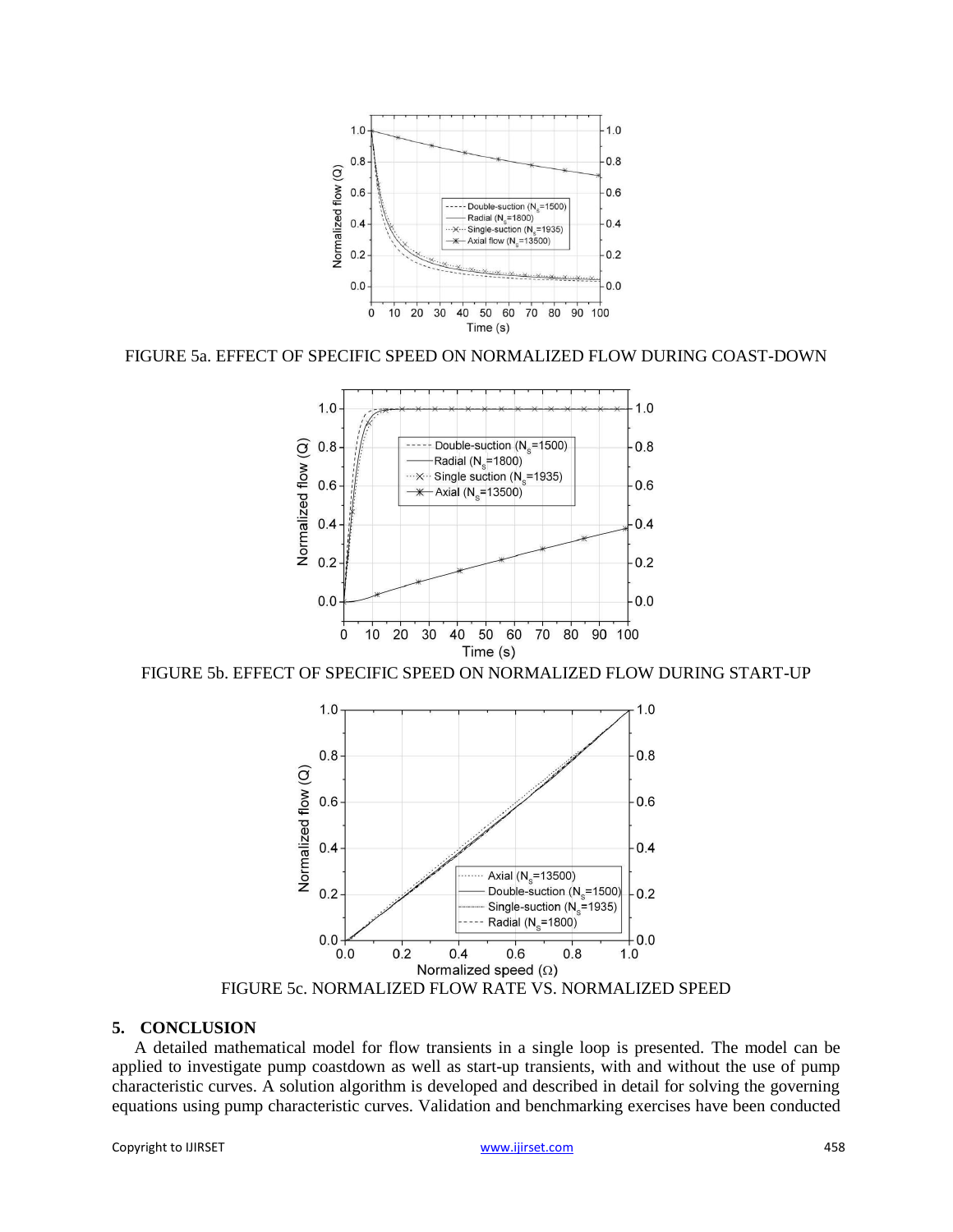FIGURE 5a. EFFECT OF SPECIFIC SPEED ON NORMALIZED FLOW DURING COAST-DOWN

FIGURE 5b. EFFECT OF SPECIFIC SPEED ON NORMALIZED FLOW DURING START-UP

FIGURE 5c. NORMALIZED FLOW RATE VS. NORMALIZED SPEED

## 5. CONCLUSION

A detailed mathematical model for flow transients in a single loop is presented. The model can be applied to investigate pump coastdown as well as start-up transients, with and without the use of pump characteristic curves. A solution algorithm is developed and described in detail for solving the governing equations using pump characteristic curves. Validation and benchmarking exercises have been conducted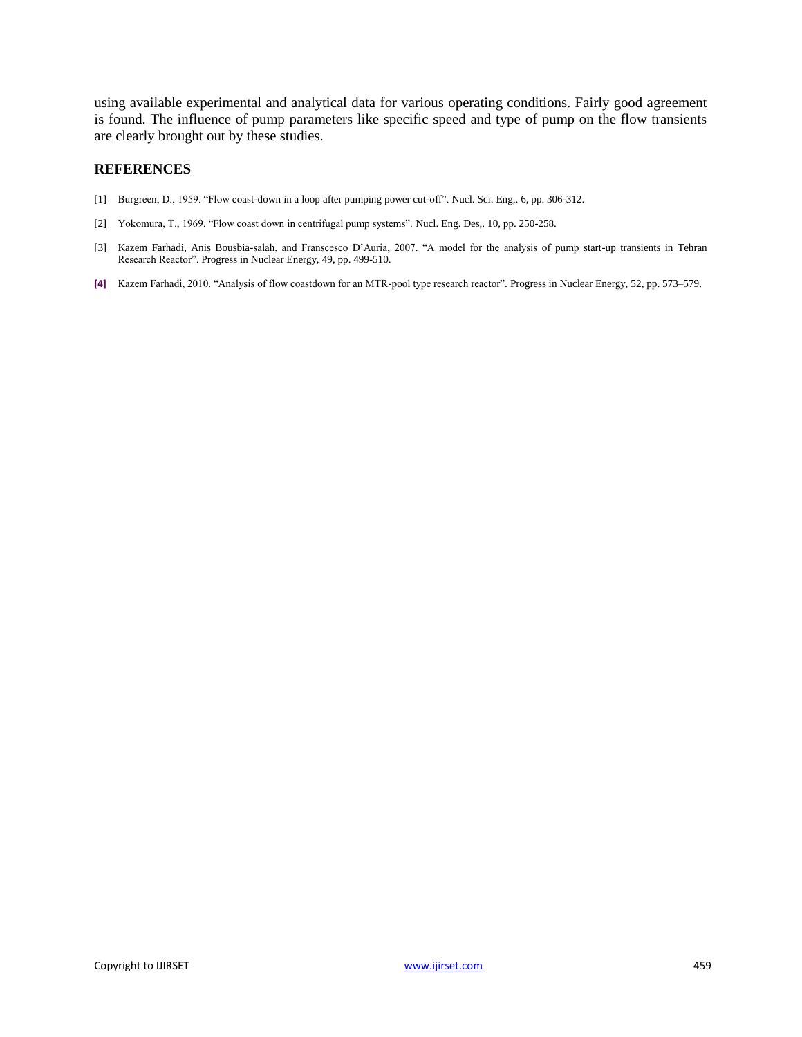using available experimental and analytical data for various operating conditions. Fairly good agreement is found. The influence of pump parameters like specific speed and type of pump on the flow transients are clearly brought out by these studies.

## REFERENCES

[1] Burgreen, D., 1959. "Flow coast-down in a loop after pumping power cut-off". Nucl. Sci. Eng,. 6, pp. 306-312.

[2] Yokomura, T., 1969. "Flow coast down in centrifugal pump systems". Nucl. Eng. Des,. 10, pp. 250-258.

[3] Kazem Farhadi, Anis Bousbia-salah, and Franscesco D'Auria, 2007. "A model for the analysis of pump start-up transients in Tehran Research Reactor". Progress in Nuclear Energy, 49, pp. 499-510.

[4] Kazem Farhadi, 2010. "Analysis of flow coastdown for an MTR-pool type research reactor". Progress in Nuclear Energy, 52, pp. 573–579.